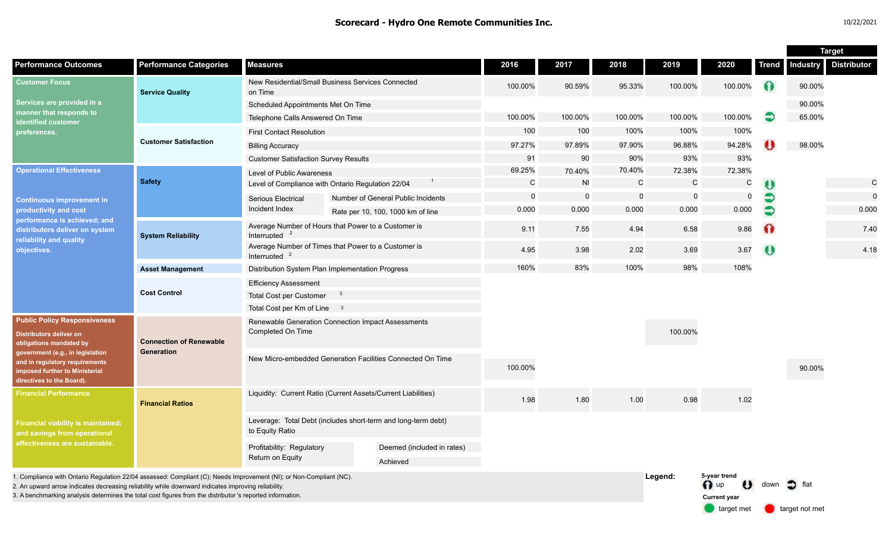# Scorecard - Hydro One Remote Communities Inc.

10/22/2021

| Performance Outcomes | Performance Categories | Measures | | 2016 | 2017 | 2018 | 2019 | 2020 | Trend | Target: Industry | Target: Distributor |
|---|---|---|---|---|---|---|---|---|---|---|---|
| **Customer Focus** Services are provided in a manner that responds to identified customer preferences. | Service Quality | New Residential/Small Business Services Connected on Time | | 100.00% | 90.59% | 95.33% | 100.00% | 100.00% | up | 90.00% | |
| | | Scheduled Appointments Met On Time | | | | | | | | 90.00% | |
| | | Telephone Calls Answered On Time | | 100.00% | 100.00% | 100.00% | 100.00% | 100.00% | flat | 65.00% | |
| | Customer Satisfaction | First Contact Resolution | | 100 | 100 | 100% | 100% | 100% | | | |
| | | Billing Accuracy | | 97.27% | 97.89% | 97.90% | 96.88% | 94.28% | down | 98.00% | |
| | | Customer Satisfaction Survey Results | | 91 | 90 | 90% | 93% | 93% | | | |
| **Operational Effectiveness** Continuous improvement in productivity and cost performance is achieved; and distributors deliver on system reliability and quality objectives. | Safety | Level of Public Awareness | | 69.25% | 70.40% | 70.40% | 72.38% | 72.38% | | | |
| | | Level of Compliance with Ontario Regulation 22/04 [1] | | C | NI | C | C | C | down | | C |
| | | Serious Electrical Incident Index | Number of General Public Incidents | 0 | 0 | 0 | 0 | 0 | flat | | 0 |
| | | | Rate per 10, 100, 1000 km of line | 0.000 | 0.000 | 0.000 | 0.000 | 0.000 | flat | | 0.000 |
| | System Reliability | Average Number of Hours that Power to a Customer is Interrupted [2] | | 9.11 | 7.55 | 4.94 | 6.58 | 9.86 | up | | 7.40 |
| | | Average Number of Times that Power to a Customer is Interrupted [2] | | 4.95 | 3.98 | 2.02 | 3.69 | 3.67 | down | | 4.18 |
| | Asset Management | Distribution System Plan Implementation Progress | | 160% | 83% | 100% | 98% | 108% | | | |
| | Cost Control | Efficiency Assessment | | | | | | | | | |
| | | Total Cost per Customer [3] | | | | | | | | | |
| | | Total Cost per Km of Line [3] | | | | | | | | | |
| **Public Policy Responsiveness** Distributors deliver on obligations mandated by government (e.g., in legislation and in regulatory requirements imposed further to Ministerial directives to the Board). | Connection of Renewable Generation | Renewable Generation Connection Impact Assessments Completed On Time | | | | | 100.00% | | | | |
| | | New Micro-embedded Generation Facilities Connected On Time | | 100.00% | | | | | | 90.00% | |
| **Financial Performance** Financial viability is maintained; and savings from operational effectiveness are sustainable. | Financial Ratios | Liquidity: Current Ratio (Current Assets/Current Liabilities) | | 1.98 | 1.80 | 1.00 | 0.98 | 1.02 | | | |
| | | Leverage: Total Debt (includes short-term and long-term debt) to Equity Ratio | | | | | | | | | |
| | | Profitability: Regulatory Return on Equity | Deemed (included in rates) | | | | | | | | |
| | | | Achieved | | | | | | | | |

1. Compliance with Ontario Regulation 22/04 assessed: Compliant (C); Needs Improvement (NI); or Non-Compliant (NC).
2. An upward arrow indicates decreasing reliability while downward indicates improving reliability.
3. A benchmarking analysis determines the total cost figures from the distributor's reported information.

**Legend:**
5-year trend: up, down, flat
Current year: target met, target not met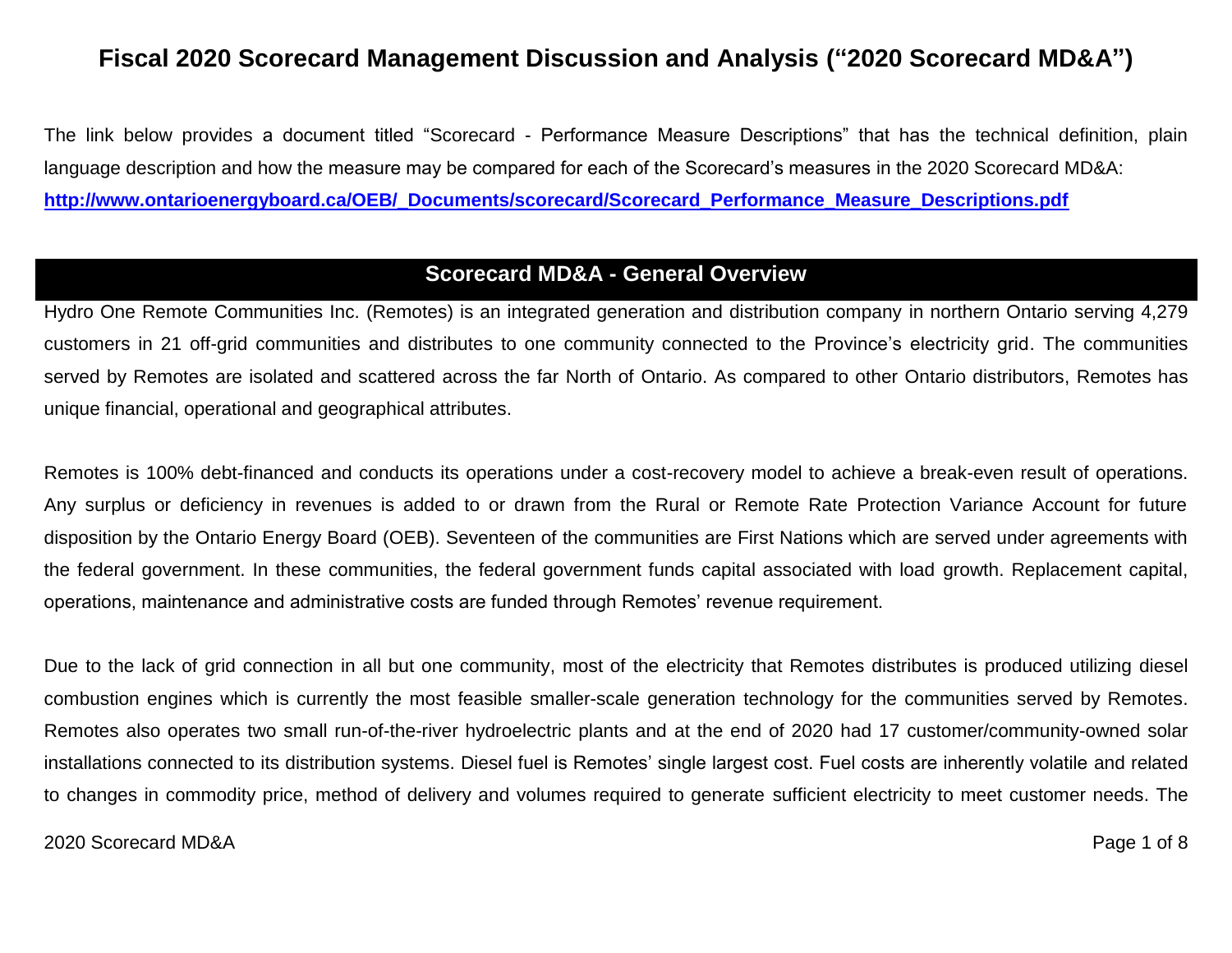# Fiscal 2020 Scorecard Management Discussion and Analysis ("2020 Scorecard MD&A")

The link below provides a document titled "Scorecard - Performance Measure Descriptions" that has the technical definition, plain language description and how the measure may be compared for each of the Scorecard's measures in the 2020 Scorecard MD&A:
[http://www.ontarioenergyboard.ca/OEB/_Documents/scorecard/Scorecard_Performance_Measure_Descriptions.pdf](http://www.ontarioenergyboard.ca/OEB/_Documents/scorecard/Scorecard_Performance_Measure_Descriptions.pdf)

## Scorecard MD&A - General Overview

Hydro One Remote Communities Inc. (Remotes) is an integrated generation and distribution company in northern Ontario serving 4,279 customers in 21 off-grid communities and distributes to one community connected to the Province's electricity grid. The communities served by Remotes are isolated and scattered across the far North of Ontario. As compared to other Ontario distributors, Remotes has unique financial, operational and geographical attributes.

Remotes is 100% debt-financed and conducts its operations under a cost-recovery model to achieve a break-even result of operations. Any surplus or deficiency in revenues is added to or drawn from the Rural or Remote Rate Protection Variance Account for future disposition by the Ontario Energy Board (OEB). Seventeen of the communities are First Nations which are served under agreements with the federal government. In these communities, the federal government funds capital associated with load growth. Replacement capital, operations, maintenance and administrative costs are funded through Remotes' revenue requirement.

Due to the lack of grid connection in all but one community, most of the electricity that Remotes distributes is produced utilizing diesel combustion engines which is currently the most feasible smaller-scale generation technology for the communities served by Remotes. Remotes also operates two small run-of-the-river hydroelectric plants and at the end of 2020 had 17 customer/community-owned solar installations connected to its distribution systems. Diesel fuel is Remotes' single largest cost. Fuel costs are inherently volatile and related to changes in commodity price, method of delivery and volumes required to generate sufficient electricity to meet customer needs. The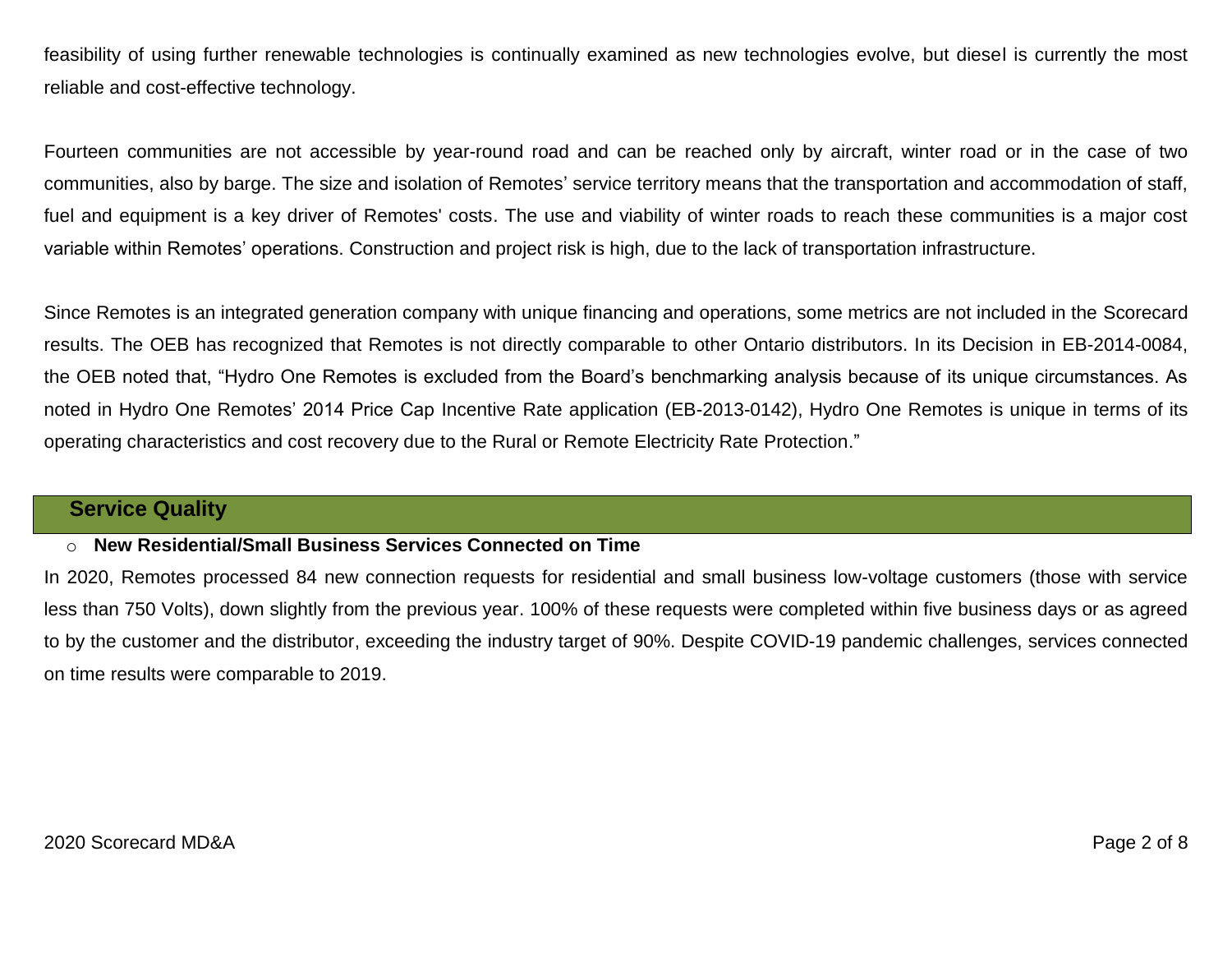feasibility of using further renewable technologies is continually examined as new technologies evolve, but diesel is currently the most reliable and cost-effective technology.

Fourteen communities are not accessible by year-round road and can be reached only by aircraft, winter road or in the case of two communities, also by barge. The size and isolation of Remotes' service territory means that the transportation and accommodation of staff, fuel and equipment is a key driver of Remotes' costs. The use and viability of winter roads to reach these communities is a major cost variable within Remotes' operations. Construction and project risk is high, due to the lack of transportation infrastructure.

Since Remotes is an integrated generation company with unique financing and operations, some metrics are not included in the Scorecard results. The OEB has recognized that Remotes is not directly comparable to other Ontario distributors. In its Decision in EB-2014-0084, the OEB noted that, "Hydro One Remotes is excluded from the Board's benchmarking analysis because of its unique circumstances. As noted in Hydro One Remotes' 2014 Price Cap Incentive Rate application (EB-2013-0142), Hydro One Remotes is unique in terms of its operating characteristics and cost recovery due to the Rural or Remote Electricity Rate Protection."

## Service Quality

- **New Residential/Small Business Services Connected on Time**

In 2020, Remotes processed 84 new connection requests for residential and small business low-voltage customers (those with service less than 750 Volts), down slightly from the previous year. 100% of these requests were completed within five business days or as agreed to by the customer and the distributor, exceeding the industry target of 90%. Despite COVID-19 pandemic challenges, services connected on time results were comparable to 2019.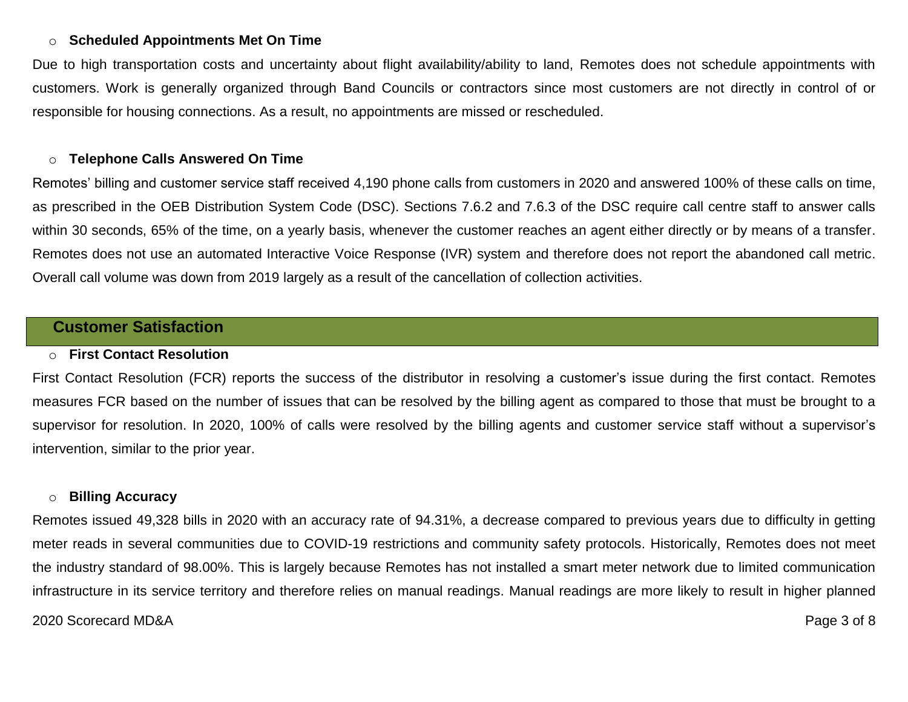- **Scheduled Appointments Met On Time**

Due to high transportation costs and uncertainty about flight availability/ability to land, Remotes does not schedule appointments with customers. Work is generally organized through Band Councils or contractors since most customers are not directly in control of or responsible for housing connections. As a result, no appointments are missed or rescheduled.

- **Telephone Calls Answered On Time**

Remotes' billing and customer service staff received 4,190 phone calls from customers in 2020 and answered 100% of these calls on time, as prescribed in the OEB Distribution System Code (DSC). Sections 7.6.2 and 7.6.3 of the DSC require call centre staff to answer calls within 30 seconds, 65% of the time, on a yearly basis, whenever the customer reaches an agent either directly or by means of a transfer. Remotes does not use an automated Interactive Voice Response (IVR) system and therefore does not report the abandoned call metric. Overall call volume was down from 2019 largely as a result of the cancellation of collection activities.

## Customer Satisfaction

- **First Contact Resolution**

First Contact Resolution (FCR) reports the success of the distributor in resolving a customer's issue during the first contact. Remotes measures FCR based on the number of issues that can be resolved by the billing agent as compared to those that must be brought to a supervisor for resolution. In 2020, 100% of calls were resolved by the billing agents and customer service staff without a supervisor's intervention, similar to the prior year.

- **Billing Accuracy**

Remotes issued 49,328 bills in 2020 with an accuracy rate of 94.31%, a decrease compared to previous years due to difficulty in getting meter reads in several communities due to COVID-19 restrictions and community safety protocols. Historically, Remotes does not meet the industry standard of 98.00%. This is largely because Remotes has not installed a smart meter network due to limited communication infrastructure in its service territory and therefore relies on manual readings. Manual readings are more likely to result in higher planned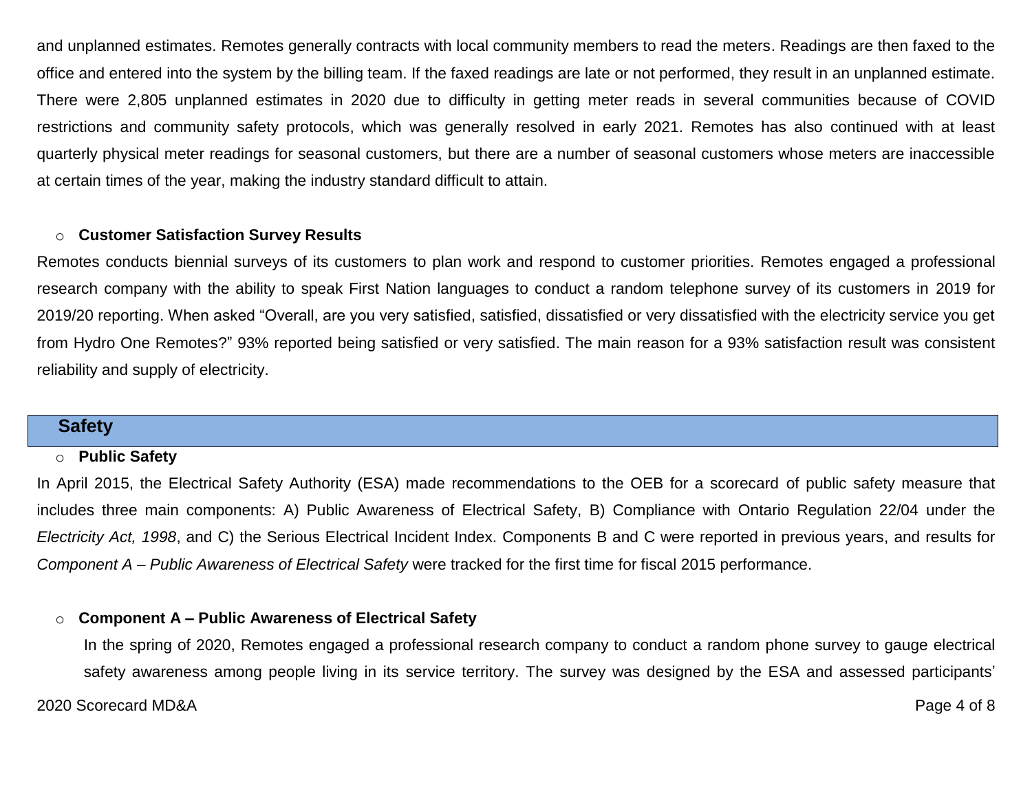and unplanned estimates. Remotes generally contracts with local community members to read the meters. Readings are then faxed to the office and entered into the system by the billing team. If the faxed readings are late or not performed, they result in an unplanned estimate. There were 2,805 unplanned estimates in 2020 due to difficulty in getting meter reads in several communities because of COVID restrictions and community safety protocols, which was generally resolved in early 2021. Remotes has also continued with at least quarterly physical meter readings for seasonal customers, but there are a number of seasonal customers whose meters are inaccessible at certain times of the year, making the industry standard difficult to attain.

- **Customer Satisfaction Survey Results**

Remotes conducts biennial surveys of its customers to plan work and respond to customer priorities. Remotes engaged a professional research company with the ability to speak First Nation languages to conduct a random telephone survey of its customers in 2019 for 2019/20 reporting. When asked "Overall, are you very satisfied, satisfied, dissatisfied or very dissatisfied with the electricity service you get from Hydro One Remotes?" 93% reported being satisfied or very satisfied. The main reason for a 93% satisfaction result was consistent reliability and supply of electricity.

## Safety

- **Public Safety**

In April 2015, the Electrical Safety Authority (ESA) made recommendations to the OEB for a scorecard of public safety measure that includes three main components: A) Public Awareness of Electrical Safety, B) Compliance with Ontario Regulation 22/04 under the *Electricity Act, 1998*, and C) the Serious Electrical Incident Index. Components B and C were reported in previous years, and results for *Component A – Public Awareness of Electrical Safety* were tracked for the first time for fiscal 2015 performance.

- **Component A – Public Awareness of Electrical Safety**

  In the spring of 2020, Remotes engaged a professional research company to conduct a random phone survey to gauge electrical safety awareness among people living in its service territory. The survey was designed by the ESA and assessed participants'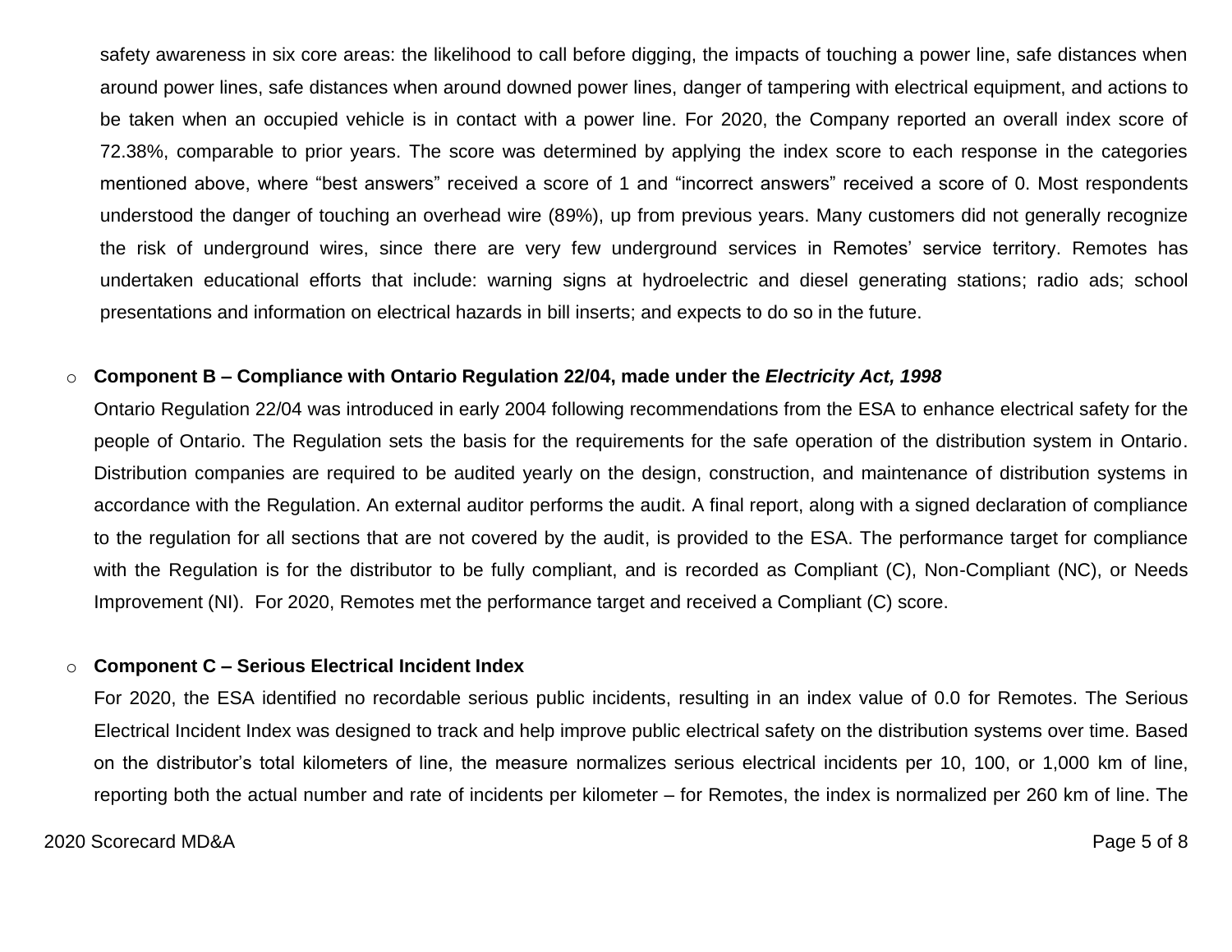safety awareness in six core areas: the likelihood to call before digging, the impacts of touching a power line, safe distances when around power lines, safe distances when around downed power lines, danger of tampering with electrical equipment, and actions to be taken when an occupied vehicle is in contact with a power line. For 2020, the Company reported an overall index score of 72.38%, comparable to prior years. The score was determined by applying the index score to each response in the categories mentioned above, where “best answers” received a score of 1 and “incorrect answers” received a score of 0. Most respondents understood the danger of touching an overhead wire (89%), up from previous years. Many customers did not generally recognize the risk of underground wires, since there are very few underground services in Remotes’ service territory. Remotes has undertaken educational efforts that include: warning signs at hydroelectric and diesel generating stations; radio ads; school presentations and information on electrical hazards in bill inserts; and expects to do so in the future.

- **Component B – Compliance with Ontario Regulation 22/04, made under the *Electricity Act, 1998***

  Ontario Regulation 22/04 was introduced in early 2004 following recommendations from the ESA to enhance electrical safety for the people of Ontario. The Regulation sets the basis for the requirements for the safe operation of the distribution system in Ontario. Distribution companies are required to be audited yearly on the design, construction, and maintenance of distribution systems in accordance with the Regulation. An external auditor performs the audit. A final report, along with a signed declaration of compliance to the regulation for all sections that are not covered by the audit, is provided to the ESA. The performance target for compliance with the Regulation is for the distributor to be fully compliant, and is recorded as Compliant (C), Non-Compliant (NC), or Needs Improvement (NI). For 2020, Remotes met the performance target and received a Compliant (C) score.

- **Component C – Serious Electrical Incident Index**

  For 2020, the ESA identified no recordable serious public incidents, resulting in an index value of 0.0 for Remotes. The Serious Electrical Incident Index was designed to track and help improve public electrical safety on the distribution systems over time. Based on the distributor’s total kilometers of line, the measure normalizes serious electrical incidents per 10, 100, or 1,000 km of line, reporting both the actual number and rate of incidents per kilometer – for Remotes, the index is normalized per 260 km of line. The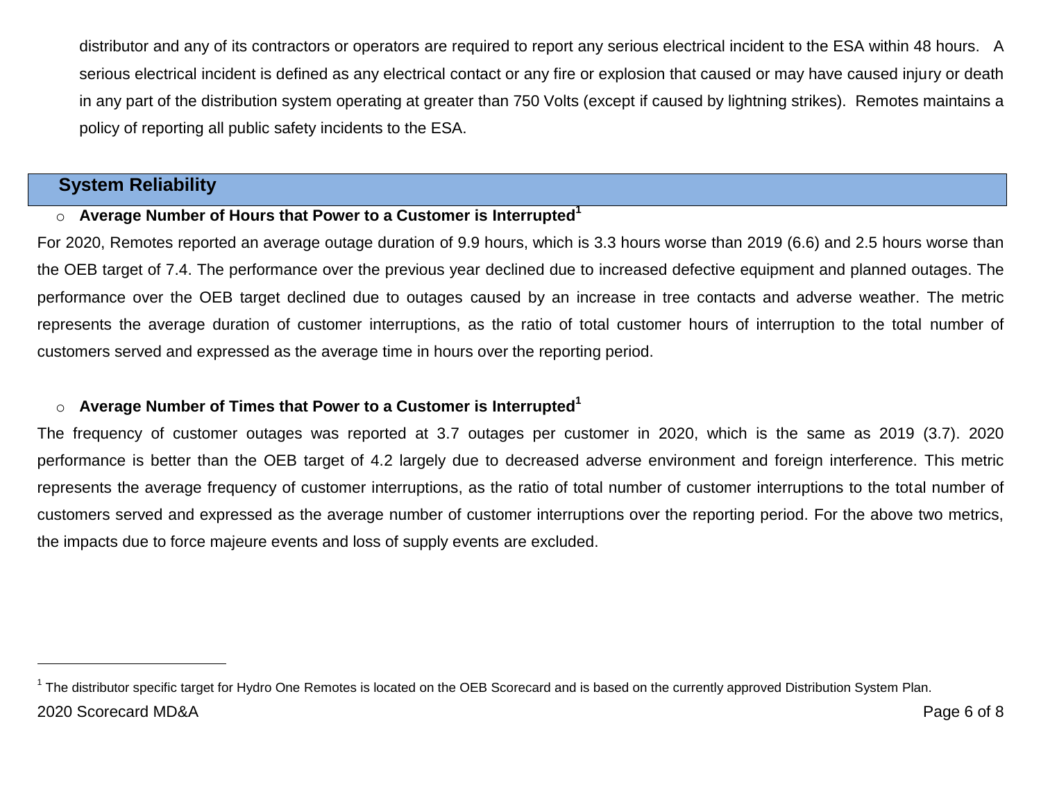distributor and any of its contractors or operators are required to report any serious electrical incident to the ESA within 48 hours. A serious electrical incident is defined as any electrical contact or any fire or explosion that caused or may have caused injury or death in any part of the distribution system operating at greater than 750 Volts (except if caused by lightning strikes). Remotes maintains a policy of reporting all public safety incidents to the ESA.

## System Reliability

- **Average Number of Hours that Power to a Customer is Interrupted[1]**

For 2020, Remotes reported an average outage duration of 9.9 hours, which is 3.3 hours worse than 2019 (6.6) and 2.5 hours worse than the OEB target of 7.4. The performance over the previous year declined due to increased defective equipment and planned outages. The performance over the OEB target declined due to outages caused by an increase in tree contacts and adverse weather. The metric represents the average duration of customer interruptions, as the ratio of total customer hours of interruption to the total number of customers served and expressed as the average time in hours over the reporting period.

- **Average Number of Times that Power to a Customer is Interrupted[1]**

The frequency of customer outages was reported at 3.7 outages per customer in 2020, which is the same as 2019 (3.7). 2020 performance is better than the OEB target of 4.2 largely due to decreased adverse environment and foreign interference. This metric represents the average frequency of customer interruptions, as the ratio of total number of customer interruptions to the total number of customers served and expressed as the average number of customer interruptions over the reporting period. For the above two metrics, the impacts due to force majeure events and loss of supply events are excluded.

[1] The distributor specific target for Hydro One Remotes is located on the OEB Scorecard and is based on the currently approved Distribution System Plan.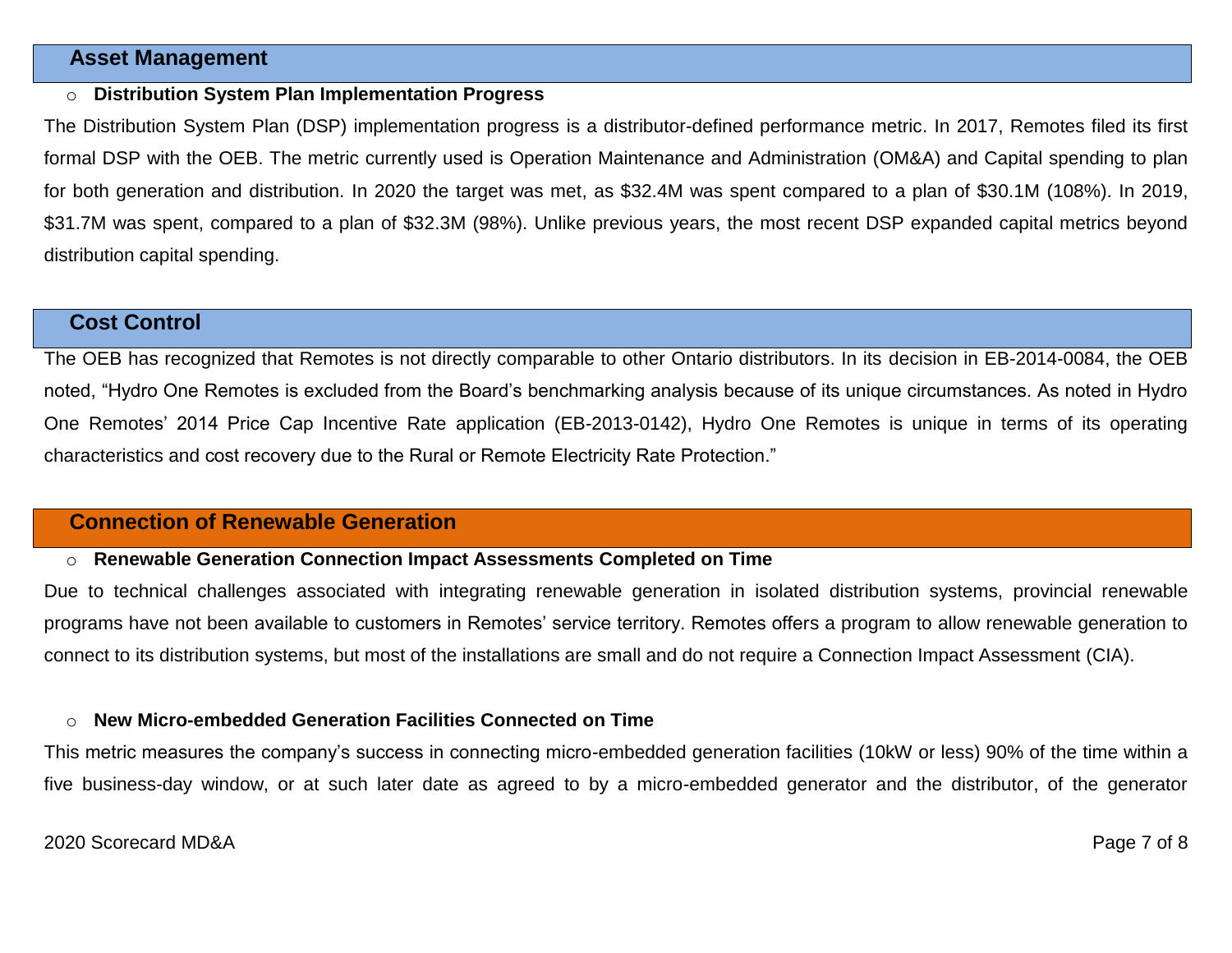## Asset Management

- **Distribution System Plan Implementation Progress**

The Distribution System Plan (DSP) implementation progress is a distributor-defined performance metric. In 2017, Remotes filed its first formal DSP with the OEB. The metric currently used is Operation Maintenance and Administration (OM&A) and Capital spending to plan for both generation and distribution. In 2020 the target was met, as $32.4M was spent compared to a plan of $30.1M (108%). In 2019, $31.7M was spent, compared to a plan of $32.3M (98%). Unlike previous years, the most recent DSP expanded capital metrics beyond distribution capital spending.

## Cost Control

The OEB has recognized that Remotes is not directly comparable to other Ontario distributors. In its decision in EB-2014-0084, the OEB noted, "Hydro One Remotes is excluded from the Board's benchmarking analysis because of its unique circumstances. As noted in Hydro One Remotes' 2014 Price Cap Incentive Rate application (EB-2013-0142), Hydro One Remotes is unique in terms of its operating characteristics and cost recovery due to the Rural or Remote Electricity Rate Protection."

## Connection of Renewable Generation

- **Renewable Generation Connection Impact Assessments Completed on Time**

Due to technical challenges associated with integrating renewable generation in isolated distribution systems, provincial renewable programs have not been available to customers in Remotes' service territory. Remotes offers a program to allow renewable generation to connect to its distribution systems, but most of the installations are small and do not require a Connection Impact Assessment (CIA).

- **New Micro-embedded Generation Facilities Connected on Time**

This metric measures the company's success in connecting micro-embedded generation facilities (10kW or less) 90% of the time within a five business-day window, or at such later date as agreed to by a micro-embedded generator and the distributor, of the generator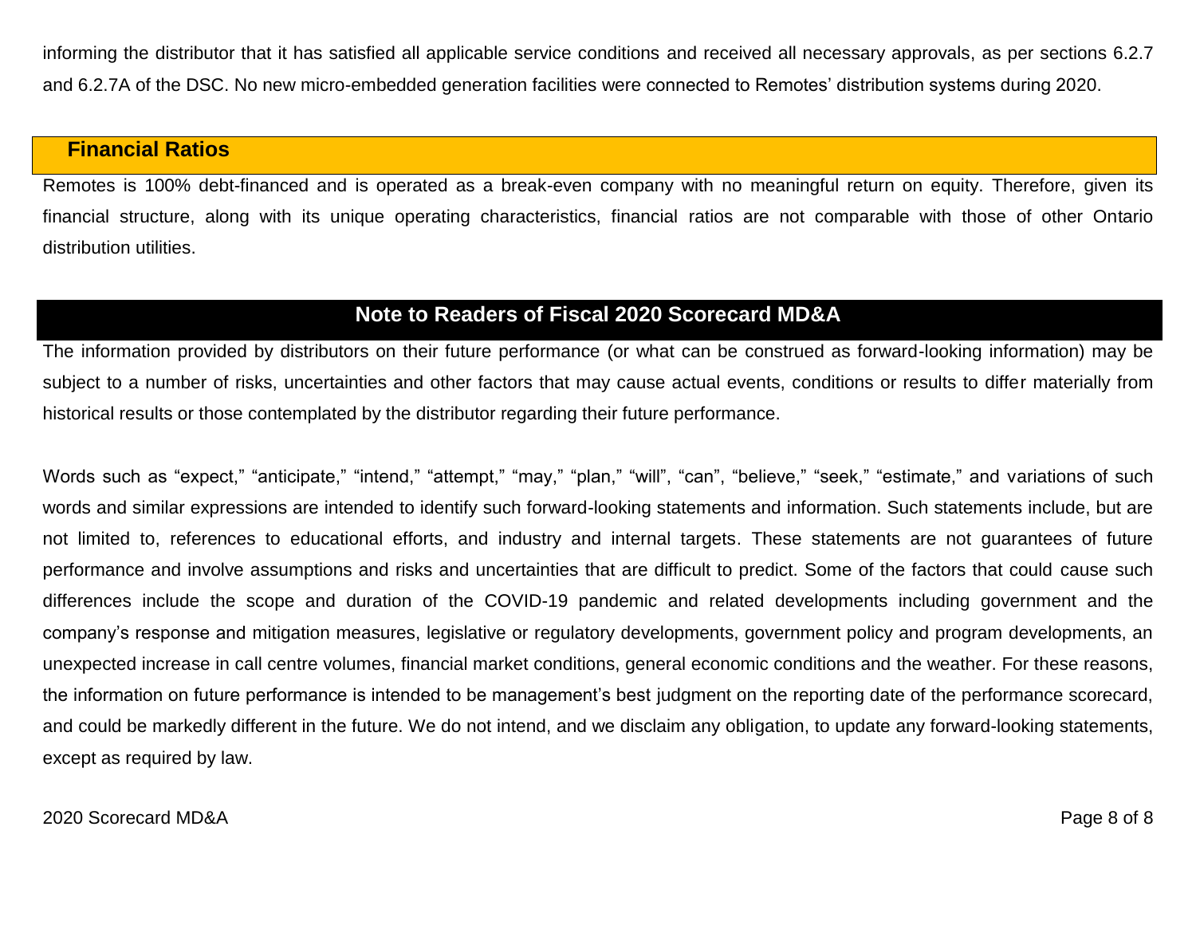informing the distributor that it has satisfied all applicable service conditions and received all necessary approvals, as per sections 6.2.7 and 6.2.7A of the DSC. No new micro-embedded generation facilities were connected to Remotes' distribution systems during 2020.

## Financial Ratios

Remotes is 100% debt-financed and is operated as a break-even company with no meaningful return on equity. Therefore, given its financial structure, along with its unique operating characteristics, financial ratios are not comparable with those of other Ontario distribution utilities.

## Note to Readers of Fiscal 2020 Scorecard MD&A

The information provided by distributors on their future performance (or what can be construed as forward-looking information) may be subject to a number of risks, uncertainties and other factors that may cause actual events, conditions or results to differ materially from historical results or those contemplated by the distributor regarding their future performance.

Words such as "expect," "anticipate," "intend," "attempt," "may," "plan," "will", "can", "believe," "seek," "estimate," and variations of such words and similar expressions are intended to identify such forward-looking statements and information. Such statements include, but are not limited to, references to educational efforts, and industry and internal targets. These statements are not guarantees of future performance and involve assumptions and risks and uncertainties that are difficult to predict. Some of the factors that could cause such differences include the scope and duration of the COVID-19 pandemic and related developments including government and the company's response and mitigation measures, legislative or regulatory developments, government policy and program developments, an unexpected increase in call centre volumes, financial market conditions, general economic conditions and the weather. For these reasons, the information on future performance is intended to be management's best judgment on the reporting date of the performance scorecard, and could be markedly different in the future. We do not intend, and we disclaim any obligation, to update any forward-looking statements, except as required by law.